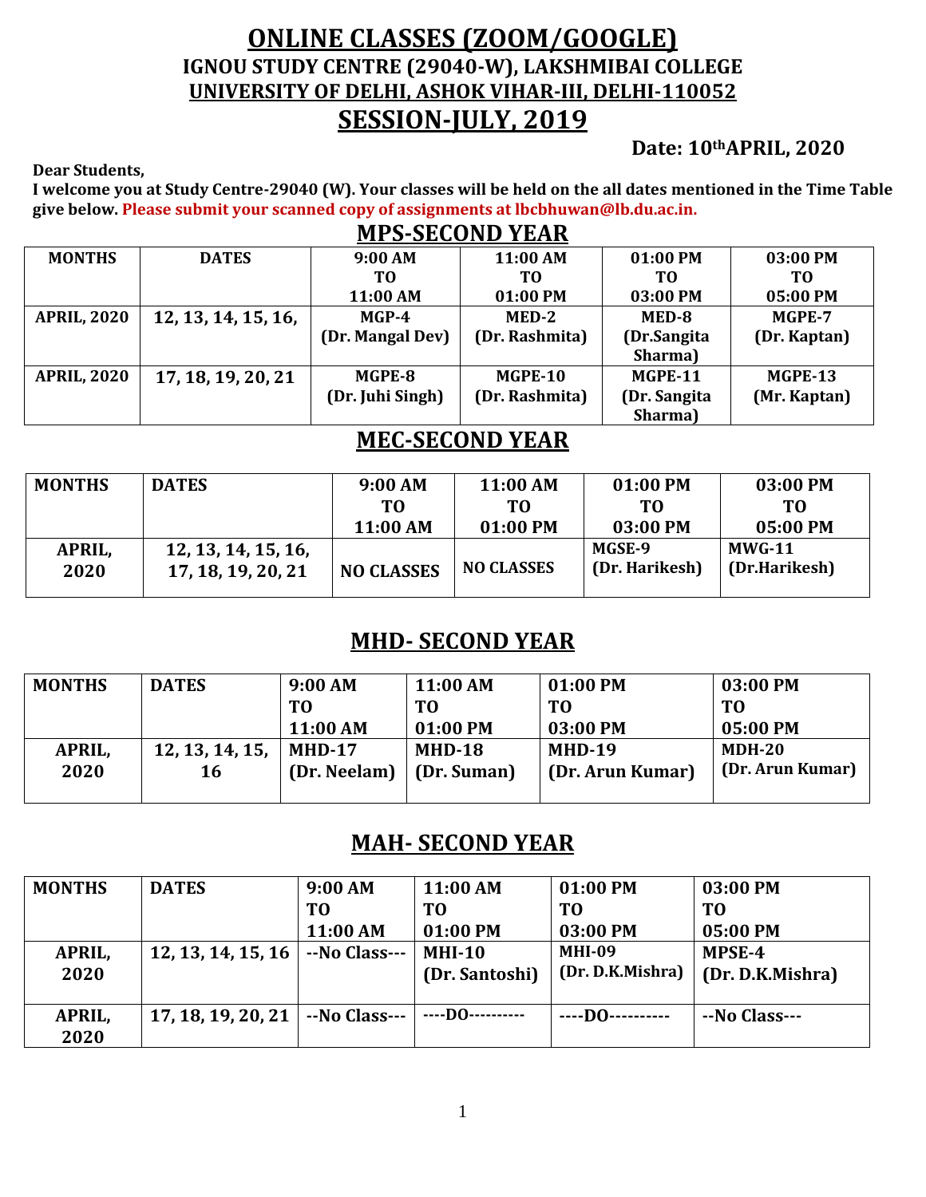# ONLINE CLASSES (ZOOM/GOOGLE)

## IGNOU STUDY CENTRE (29040-W), LAKSHMIBAI COLLEGE

## UNIVERSITY OF DELHI, ASHOK VIHAR-III, DELHI-110052

# SESSION-JULY, 2019

**Date: 10th APRIL, 2020**

**Dear Students,**

**I welcome you at Study Centre-29040 (W). Your classes will be held on the all dates mentioned in the Time Table give below. Please submit your scanned copy of assignments at lbcbhuwan@lb.du.ac.in.**

## MPS-SECOND YEAR

| MONTHS | DATES | 9:00 AM TO 11:00 AM | 11:00 AM TO 01:00 PM | 01:00 PM TO 03:00 PM | 03:00 PM TO 05:00 PM |
|---|---|---|---|---|---|
| APRIL, 2020 | 12, 13, 14, 15, 16, | MGP-4 (Dr. Mangal Dev) | MED-2 (Dr. Rashmita) | MED-8 (Dr.Sangita Sharma) | MGPE-7 (Dr. Kaptan) |
| APRIL, 2020 | 17, 18, 19, 20, 21 | MGPE-8 (Dr. Juhi Singh) | MGPE-10 (Dr. Rashmita) | MGPE-11 (Dr. Sangita Sharma) | MGPE-13 (Mr. Kaptan) |

## MEC-SECOND YEAR

| MONTHS | DATES | 9:00 AM TO 11:00 AM | 11:00 AM TO 01:00 PM | 01:00 PM TO 03:00 PM | 03:00 PM TO 05:00 PM |
|---|---|---|---|---|---|
| APRIL, 2020 | 12, 13, 14, 15, 16, 17, 18, 19, 20, 21 | NO CLASSES | NO CLASSES | MGSE-9 (Dr. Harikesh) | MWG-11 (Dr.Harikesh) |

## MHD- SECOND YEAR

| MONTHS | DATES | 9:00 AM TO 11:00 AM | 11:00 AM TO 01:00 PM | 01:00 PM TO 03:00 PM | 03:00 PM TO 05:00 PM |
|---|---|---|---|---|---|
| APRIL, 2020 | 12, 13, 14, 15, 16 | MHD-17 (Dr. Neelam) | MHD-18 (Dr. Suman) | MHD-19 (Dr. Arun Kumar) | MDH-20 (Dr. Arun Kumar) |

## MAH- SECOND YEAR

| MONTHS | DATES | 9:00 AM TO 11:00 AM | 11:00 AM TO 01:00 PM | 01:00 PM TO 03:00 PM | 03:00 PM TO 05:00 PM |
|---|---|---|---|---|---|
| APRIL, 2020 | 12, 13, 14, 15, 16 | --No Class--- | MHI-10 (Dr. Santoshi) | MHI-09 (Dr. D.K.Mishra) | MPSE-4 (Dr. D.K.Mishra) |
| APRIL, 2020 | 17, 18, 19, 20, 21 | --No Class--- | ----DO---------- | ----DO---------- | --No Class--- |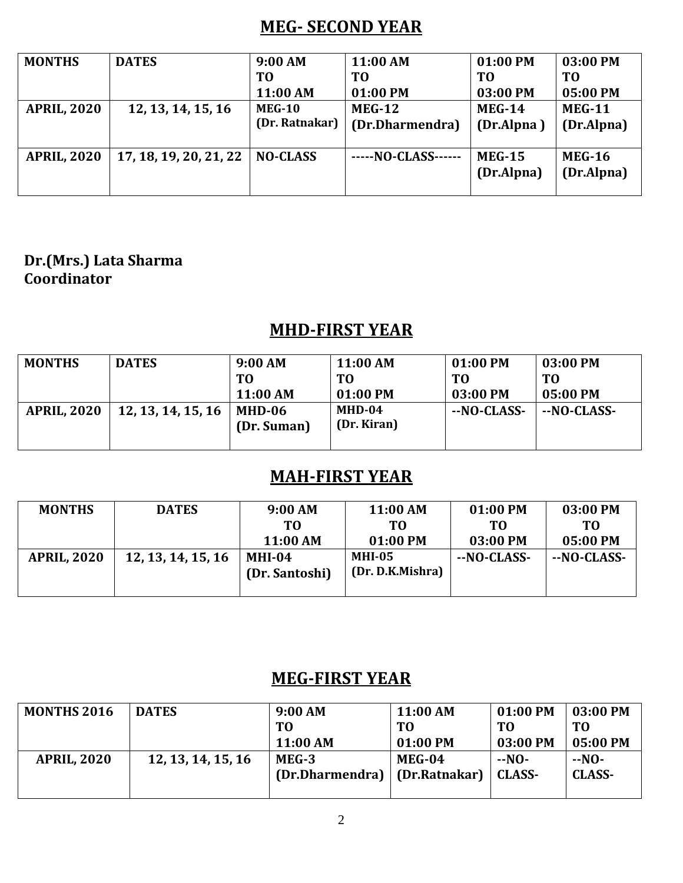## MEG- SECOND YEAR

| MONTHS | DATES | 9:00 AM TO 11:00 AM | 11:00 AM TO 01:00 PM | 01:00 PM TO 03:00 PM | 03:00 PM TO 05:00 PM |
|---|---|---|---|---|---|
| APRIL, 2020 | 12, 13, 14, 15, 16 | MEG-10 (Dr. Ratnakar) | MEG-12 (Dr.Dharmendra) | MEG-14 (Dr.Alpna ) | MEG-11 (Dr.Alpna) |
| APRIL, 2020 | 17, 18, 19, 20, 21, 22 | NO-CLASS | -----NO-CLASS------ | MEG-15 (Dr.Alpna) | MEG-16 (Dr.Alpna) |

**Dr.(Mrs.) Lata Sharma**
**Coordinator**

## MHD-FIRST YEAR

| MONTHS | DATES | 9:00 AM TO 11:00 AM | 11:00 AM TO 01:00 PM | 01:00 PM TO 03:00 PM | 03:00 PM TO 05:00 PM |
|---|---|---|---|---|---|
| APRIL, 2020 | 12, 13, 14, 15, 16 | MHD-06 (Dr. Suman) | MHD-04 (Dr. Kiran) | --NO-CLASS- | --NO-CLASS- |

## MAH-FIRST YEAR

| MONTHS | DATES | 9:00 AM TO 11:00 AM | 11:00 AM TO 01:00 PM | 01:00 PM TO 03:00 PM | 03:00 PM TO 05:00 PM |
|---|---|---|---|---|---|
| APRIL, 2020 | 12, 13, 14, 15, 16 | MHI-04 (Dr. Santoshi) | MHI-05 (Dr. D.K.Mishra) | --NO-CLASS- | --NO-CLASS- |

## MEG-FIRST YEAR

| MONTHS 2016 | DATES | 9:00 AM TO 11:00 AM | 11:00 AM TO 01:00 PM | 01:00 PM TO 03:00 PM | 03:00 PM TO 05:00 PM |
|---|---|---|---|---|---|
| APRIL, 2020 | 12, 13, 14, 15, 16 | MEG-3 (Dr.Dharmendra) | MEG-04 (Dr.Ratnakar) | --NO-CLASS- | --NO-CLASS- |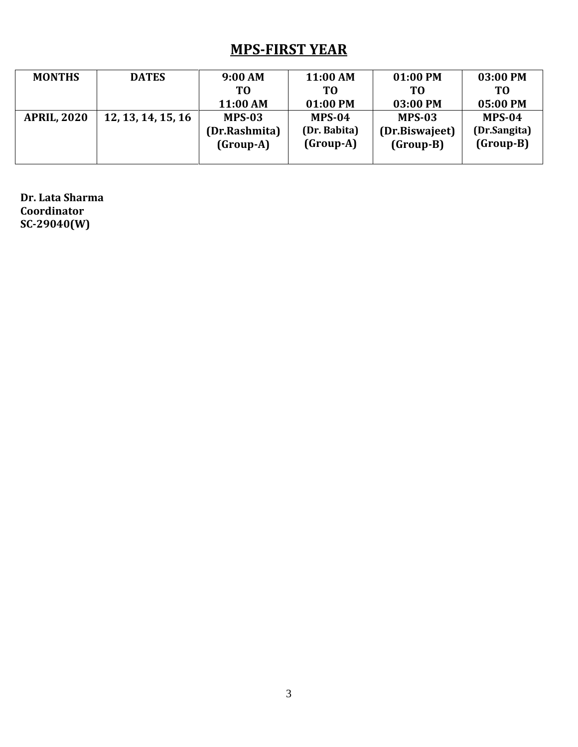## MPS-FIRST YEAR

| MONTHS | DATES | 9:00 AM TO 11:00 AM | 11:00 AM TO 01:00 PM | 01:00 PM TO 03:00 PM | 03:00 PM TO 05:00 PM |
|---|---|---|---|---|---|
| APRIL, 2020 | 12, 13, 14, 15, 16 | MPS-03 (Dr.Rashmita) (Group-A) | MPS-04 (Dr. Babita) (Group-A) | MPS-03 (Dr.Biswajeet) (Group-B) | MPS-04 (Dr.Sangita) (Group-B) |

**Dr. Lata Sharma**
**Coordinator**
**SC-29040(W)**